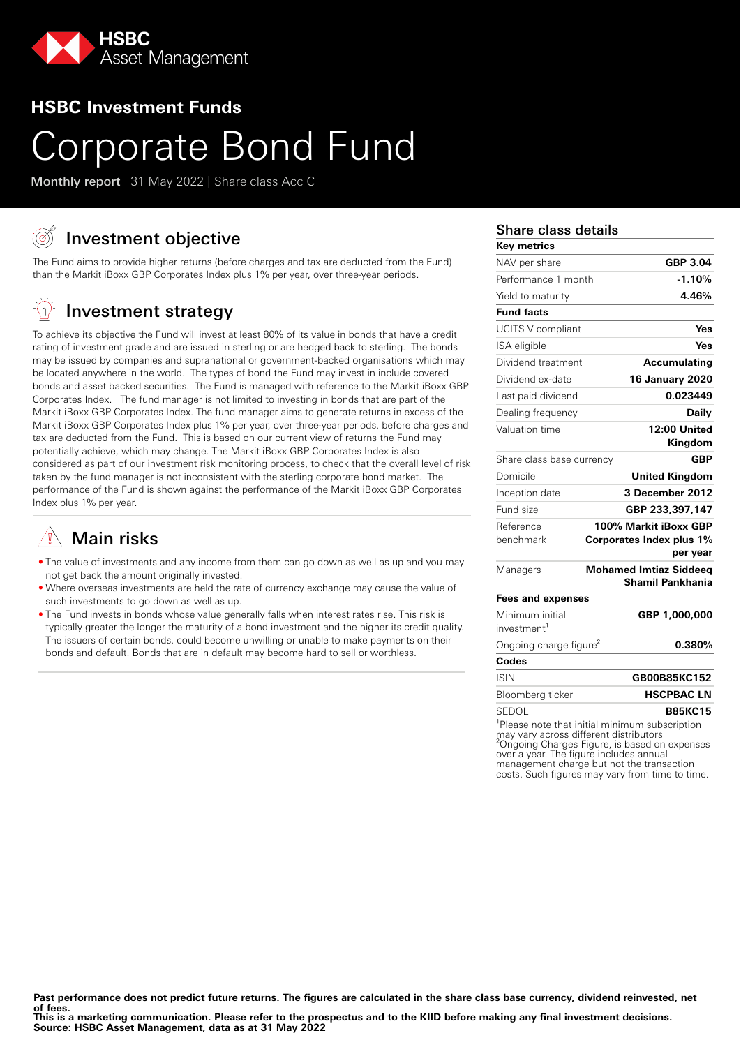HSBC Asset Management

## HSBC Investment Funds

# Corporate Bond Fund

**Monthly report** 31 May 2022 | Share class Acc C

## Investment objective

The Fund aims to provide higher returns (before charges and tax are deducted from the Fund) than the Markit iBoxx GBP Corporates Index plus 1% per year, over three-year periods.

## Investment strategy

To achieve its objective the Fund will invest at least 80% of its value in bonds that have a credit rating of investment grade and are issued in sterling or are hedged back to sterling. The bonds may be issued by companies and supranational or government-backed organisations which may be located anywhere in the world. The types of bond the Fund may invest in include covered bonds and asset backed securities. The Fund is managed with reference to the Markit iBoxx GBP Corporates Index. The fund manager is not limited to investing in bonds that are part of the Markit iBoxx GBP Corporates Index. The fund manager aims to generate returns in excess of the Markit iBoxx GBP Corporates Index plus 1% per year, over three-year periods, before charges and tax are deducted from the Fund. This is based on our current view of returns the Fund may potentially achieve, which may change. The Markit iBoxx GBP Corporates Index is also considered as part of our investment risk monitoring process, to check that the overall level of risk taken by the fund manager is not inconsistent with the sterling corporate bond market. The performance of the Fund is shown against the performance of the Markit iBoxx GBP Corporates Index plus 1% per year.

## Main risks

- The value of investments and any income from them can go down as well as up and you may not get back the amount originally invested.
- Where overseas investments are held the rate of currency exchange may cause the value of such investments to go down as well as up.
- The Fund invests in bonds whose value generally falls when interest rates rise. This risk is typically greater the longer the maturity of a bond investment and the higher its credit quality. The issuers of certain bonds, could become unwilling or unable to make payments on their bonds and default. Bonds that are in default may become hard to sell or worthless.

## Share class details

| Key metrics | |
|---|---|
| NAV per share | GBP 3.04 |
| Performance 1 month | -1.10% |
| Yield to maturity | 4.46% |
| **Fund facts** | |
| UCITS V compliant | Yes |
| ISA eligible | Yes |
| Dividend treatment | Accumulating |
| Dividend ex-date | 16 January 2020 |
| Last paid dividend | 0.023449 |
| Dealing frequency | Daily |
| Valuation time | 12:00 United Kingdom |
| Share class base currency | GBP |
| Domicile | United Kingdom |
| Inception date | 3 December 2012 |
| Fund size | GBP 233,397,147 |
| Reference benchmark | 100% Markit iBoxx GBP Corporates Index plus 1% per year |
| Managers | Mohamed Imtiaz Siddeeq<br>Shamil Pankhania |
| **Fees and expenses** | |
| Minimum initial investment[1] | GBP 1,000,000 |
| Ongoing charge figure[2] | 0.380% |
| **Codes** | |
| ISIN | GB00B85KC152 |
| Bloomberg ticker | HSCPBAC LN |
| SEDOL | B85KC15 |

[1]Please note that initial minimum subscription may vary across different distributors
[2]Ongoing Charges Figure, is based on expenses over a year. The figure includes annual management charge but not the transaction costs. Such figures may vary from time to time.

**Past performance does not predict future returns. The figures are calculated in the share class base currency, dividend reinvested, net of fees.**
**This is a marketing communication. Please refer to the prospectus and to the KIID before making any final investment decisions.**
**Source: HSBC Asset Management, data as at 31 May 2022**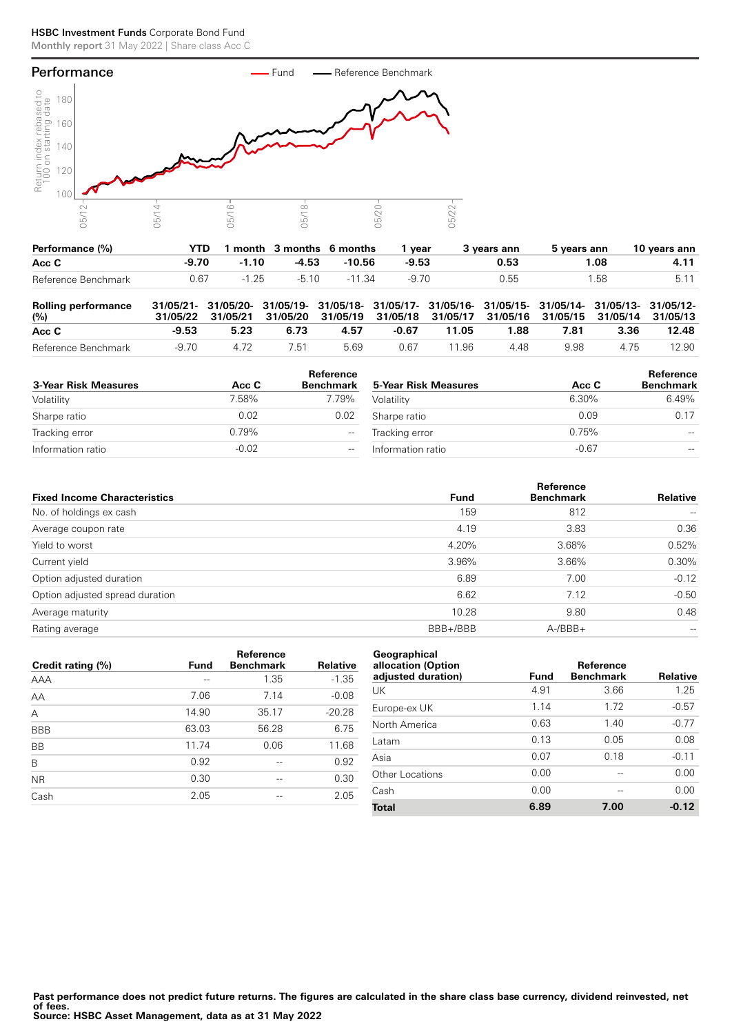## Performance

| Performance (%) | YTD | 1 month | 3 months | 6 months | 1 year | 3 years ann | 5 years ann | 10 years ann |
|---|---|---|---|---|---|---|---|---|
| **Acc C** | **-9.70** | **-1.10** | **-4.53** | **-10.56** | **-9.53** | **0.53** | **1.08** | **4.11** |
| Reference Benchmark | 0.67 | -1.25 | -5.10 | -11.34 | -9.70 | 0.55 | 1.58 | 5.11 |

| Rolling performance (%) | 31/05/21-31/05/22 | 31/05/20-31/05/21 | 31/05/19-31/05/20 | 31/05/18-31/05/19 | 31/05/17-31/05/18 | 31/05/16-31/05/17 | 31/05/15-31/05/16 | 31/05/14-31/05/15 | 31/05/13-31/05/14 | 31/05/12-31/05/13 |
|---|---|---|---|---|---|---|---|---|---|---|
| **Acc C** | **-9.53** | **5.23** | **6.73** | **4.57** | **-0.67** | **11.05** | **1.88** | **7.81** | **3.36** | **12.48** |
| Reference Benchmark | -9.70 | 4.72 | 7.51 | 5.69 | 0.67 | 11.96 | 4.48 | 9.98 | 4.75 | 12.90 |

| 3-Year Risk Measures | Acc C | Reference Benchmark |
|---|---|---|
| Volatility | 7.58% | 7.79% |
| Sharpe ratio | 0.02 | 0.02 |
| Tracking error | 0.79% | -- |
| Information ratio | -0.02 | -- |

| 5-Year Risk Measures | Acc C | Reference Benchmark |
|---|---|---|
| Volatility | 6.30% | 6.49% |
| Sharpe ratio | 0.09 | 0.17 |
| Tracking error | 0.75% | -- |
| Information ratio | -0.67 | -- |

| Fixed Income Characteristics | Fund | Reference Benchmark | Relative |
|---|---|---|---|
| No. of holdings ex cash | 159 | 812 | -- |
| Average coupon rate | 4.19 | 3.83 | 0.36 |
| Yield to worst | 4.20% | 3.68% | 0.52% |
| Current yield | 3.96% | 3.66% | 0.30% |
| Option adjusted duration | 6.89 | 7.00 | -0.12 |
| Option adjusted spread duration | 6.62 | 7.12 | -0.50 |
| Average maturity | 10.28 | 9.80 | 0.48 |
| Rating average | BBB+/BBB | A-/BBB+ | -- |

| Credit rating (%) | Fund | Reference Benchmark | Relative |
|---|---|---|---|
| AAA | -- | 1.35 | -1.35 |
| AA | 7.06 | 7.14 | -0.08 |
| A | 14.90 | 35.17 | -20.28 |
| BBB | 63.03 | 56.28 | 6.75 |
| BB | 11.74 | 0.06 | 11.68 |
| B | 0.92 | -- | 0.92 |
| NR | 0.30 | -- | 0.30 |
| Cash | 2.05 | -- | 2.05 |

| Geographical allocation (Option adjusted duration) | Fund | Reference Benchmark | Relative |
|---|---|---|---|
| UK | 4.91 | 3.66 | 1.25 |
| Europe-ex UK | 1.14 | 1.72 | -0.57 |
| North America | 0.63 | 1.40 | -0.77 |
| Latam | 0.13 | 0.05 | 0.08 |
| Asia | 0.07 | 0.18 | -0.11 |
| Other Locations | 0.00 | -- | 0.00 |
| Cash | 0.00 | -- | 0.00 |
| **Total** | **6.89** | **7.00** | **-0.12** |

**Past performance does not predict future returns. The figures are calculated in the share class base currency, dividend reinvested, net of fees.**
**Source: HSBC Asset Management, data as at 31 May 2022**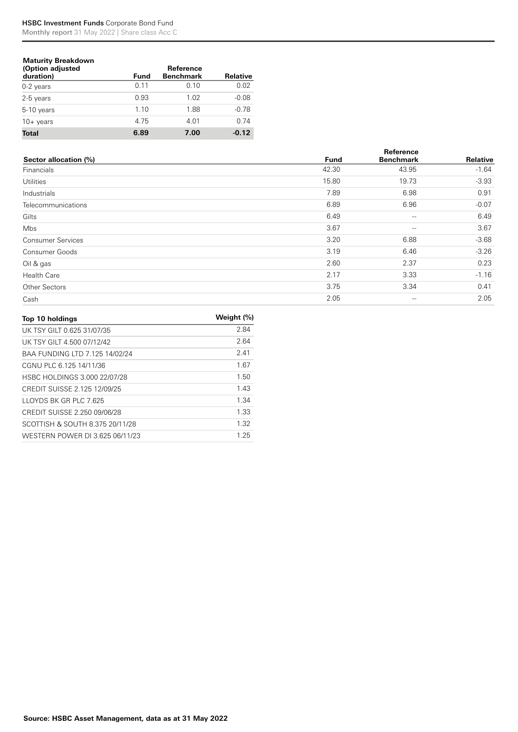| Maturity Breakdown (Option adjusted duration) | Fund | Reference Benchmark | Relative |
|---|---|---|---|
| 0-2 years | 0.11 | 0.10 | 0.02 |
| 2-5 years | 0.93 | 1.02 | -0.08 |
| 5-10 years | 1.10 | 1.88 | -0.78 |
| 10+ years | 4.75 | 4.01 | 0.74 |
| **Total** | **6.89** | **7.00** | **-0.12** |

| Sector allocation (%) | Fund | Reference Benchmark | Relative |
|---|---|---|---|
| Financials | 42.30 | 43.95 | -1.64 |
| Utilities | 15.80 | 19.73 | -3.93 |
| Industrials | 7.89 | 6.98 | 0.91 |
| Telecommunications | 6.89 | 6.96 | -0.07 |
| Gilts | 6.49 | -- | 6.49 |
| Mbs | 3.67 | -- | 3.67 |
| Consumer Services | 3.20 | 6.88 | -3.68 |
| Consumer Goods | 3.19 | 6.46 | -3.26 |
| Oil & gas | 2.60 | 2.37 | 0.23 |
| Health Care | 2.17 | 3.33 | -1.16 |
| Other Sectors | 3.75 | 3.34 | 0.41 |
| Cash | 2.05 | -- | 2.05 |

| Top 10 holdings | Weight (%) |
|---|---|
| UK TSY GILT 0.625 31/07/35 | 2.84 |
| UK TSY GILT 4.500 07/12/42 | 2.64 |
| BAA FUNDING LTD 7.125 14/02/24 | 2.41 |
| CGNU PLC 6.125 14/11/36 | 1.67 |
| HSBC HOLDINGS 3.000 22/07/28 | 1.50 |
| CREDIT SUISSE 2.125 12/09/25 | 1.43 |
| LLOYDS BK GR PLC 7.625 | 1.34 |
| CREDIT SUISSE 2.250 09/06/28 | 1.33 |
| SCOTTISH & SOUTH 8.375 20/11/28 | 1.32 |
| WESTERN POWER DI 3.625 06/11/23 | 1.25 |

**Source: HSBC Asset Management, data as at 31 May 2022**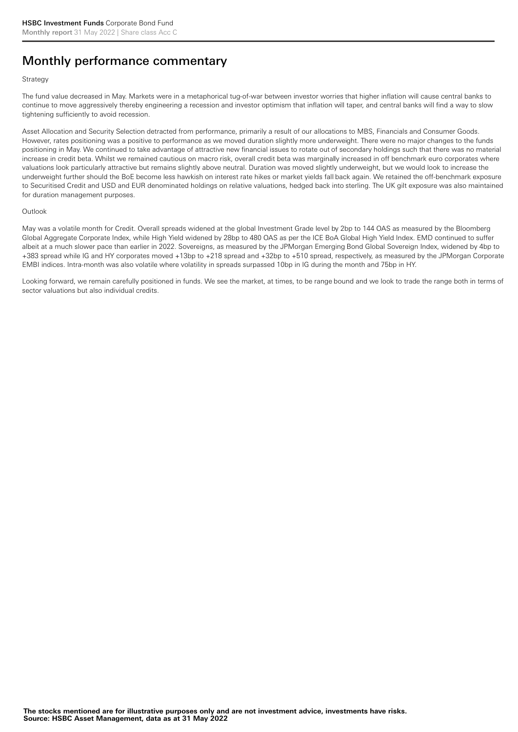# Monthly performance commentary

Strategy

The fund value decreased in May. Markets were in a metaphorical tug-of-war between investor worries that higher inflation will cause central banks to continue to move aggressively thereby engineering a recession and investor optimism that inflation will taper, and central banks will find a way to slow tightening sufficiently to avoid recession.

Asset Allocation and Security Selection detracted from performance, primarily a result of our allocations to MBS, Financials and Consumer Goods. However, rates positioning was a positive to performance as we moved duration slightly more underweight. There were no major changes to the funds positioning in May. We continued to take advantage of attractive new financial issues to rotate out of secondary holdings such that there was no material increase in credit beta. Whilst we remained cautious on macro risk, overall credit beta was marginally increased in off benchmark euro corporates where valuations look particularly attractive but remains slightly above neutral. Duration was moved slightly underweight, but we would look to increase the underweight further should the BoE become less hawkish on interest rate hikes or market yields fall back again. We retained the off-benchmark exposure to Securitised Credit and USD and EUR denominated holdings on relative valuations, hedged back into sterling. The UK gilt exposure was also maintained for duration management purposes.

Outlook

May was a volatile month for Credit. Overall spreads widened at the global Investment Grade level by 2bp to 144 OAS as measured by the Bloomberg Global Aggregate Corporate Index, while High Yield widened by 28bp to 480 OAS as per the ICE BoA Global High Yield Index. EMD continued to suffer albeit at a much slower pace than earlier in 2022. Sovereigns, as measured by the JPMorgan Emerging Bond Global Sovereign Index, widened by 4bp to +383 spread while IG and HY corporates moved +13bp to +218 spread and +32bp to +510 spread, respectively, as measured by the JPMorgan Corporate EMBI indices. Intra-month was also volatile where volatility in spreads surpassed 10bp in IG during the month and 75bp in HY.

Looking forward, we remain carefully positioned in funds. We see the market, at times, to be range bound and we look to trade the range both in terms of sector valuations but also individual credits.

**The stocks mentioned are for illustrative purposes only and are not investment advice, investments have risks.**
**Source: HSBC Asset Management, data as at 31 May 2022**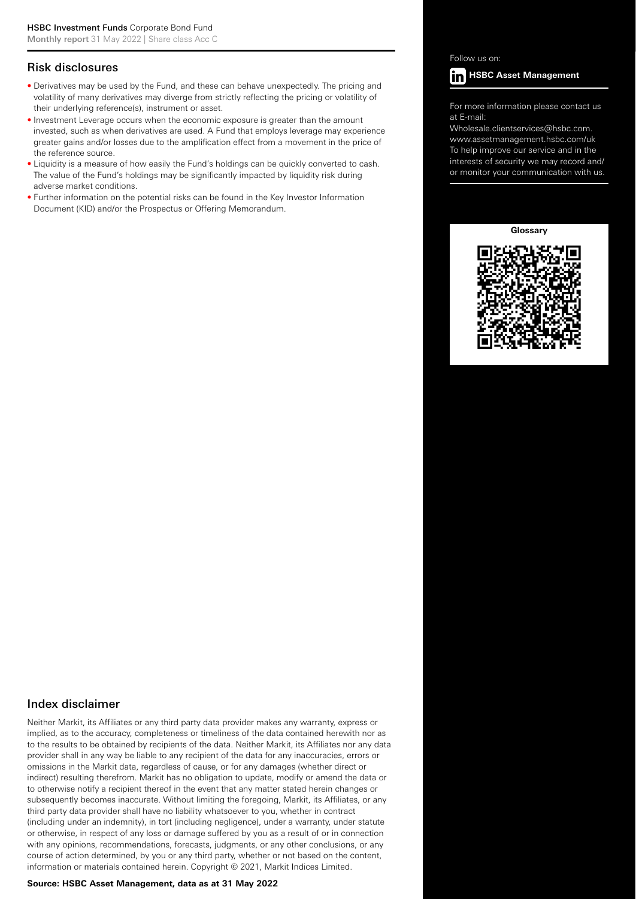## Risk disclosures

- Derivatives may be used by the Fund, and these can behave unexpectedly. The pricing and volatility of many derivatives may diverge from strictly reflecting the pricing or volatility of their underlying reference(s), instrument or asset.
- Investment Leverage occurs when the economic exposure is greater than the amount invested, such as when derivatives are used. A Fund that employs leverage may experience greater gains and/or losses due to the amplification effect from a movement in the price of the reference source.
- Liquidity is a measure of how easily the Fund's holdings can be quickly converted to cash. The value of the Fund's holdings may be significantly impacted by liquidity risk during adverse market conditions.
- Further information on the potential risks can be found in the Key Investor Information Document (KID) and/or the Prospectus or Offering Memorandum.

Follow us on:

**HSBC Asset Management**

For more information please contact us at E-mail:
Wholesale.clientservices@hsbc.com.
www.assetmanagement.hsbc.com/uk
To help improve our service and in the interests of security we may record and/or monitor your communication with us.

**Glossary**

## Index disclaimer

Neither Markit, its Affiliates or any third party data provider makes any warranty, express or implied, as to the accuracy, completeness or timeliness of the data contained herewith nor as to the results to be obtained by recipients of the data. Neither Markit, its Affiliates nor any data provider shall in any way be liable to any recipient of the data for any inaccuracies, errors or omissions in the Markit data, regardless of cause, or for any damages (whether direct or indirect) resulting therefrom. Markit has no obligation to update, modify or amend the data or to otherwise notify a recipient thereof in the event that any matter stated herein changes or subsequently becomes inaccurate. Without limiting the foregoing, Markit, its Affiliates, or any third party data provider shall have no liability whatsoever to you, whether in contract (including under an indemnity), in tort (including negligence), under a warranty, under statute or otherwise, in respect of any loss or damage suffered by you as a result of or in connection with any opinions, recommendations, forecasts, judgments, or any other conclusions, or any course of action determined, by you or any third party, whether or not based on the content, information or materials contained herein. Copyright © 2021, Markit Indices Limited.

**Source: HSBC Asset Management, data as at 31 May 2022**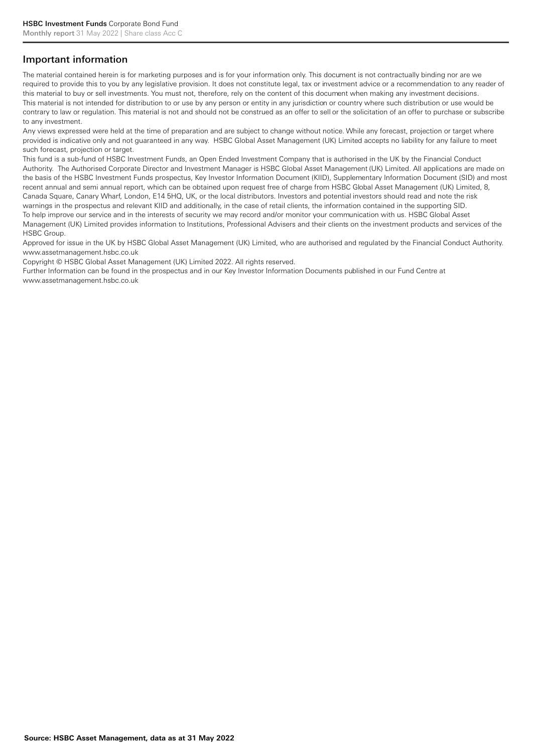## Important information

The material contained herein is for marketing purposes and is for your information only. This document is not contractually binding nor are we required to provide this to you by any legislative provision. It does not constitute legal, tax or investment advice or a recommendation to any reader of this material to buy or sell investments. You must not, therefore, rely on the content of this document when making any investment decisions.

This material is not intended for distribution to or use by any person or entity in any jurisdiction or country where such distribution or use would be contrary to law or regulation. This material is not and should not be construed as an offer to sell or the solicitation of an offer to purchase or subscribe to any investment.

Any views expressed were held at the time of preparation and are subject to change without notice. While any forecast, projection or target where provided is indicative only and not guaranteed in any way. HSBC Global Asset Management (UK) Limited accepts no liability for any failure to meet such forecast, projection or target.

This fund is a sub-fund of HSBC Investment Funds, an Open Ended Investment Company that is authorised in the UK by the Financial Conduct Authority. The Authorised Corporate Director and Investment Manager is HSBC Global Asset Management (UK) Limited. All applications are made on the basis of the HSBC Investment Funds prospectus, Key Investor Information Document (KIID), Supplementary Information Document (SID) and most recent annual and semi annual report, which can be obtained upon request free of charge from HSBC Global Asset Management (UK) Limited, 8, Canada Square, Canary Wharf, London, E14 5HQ, UK, or the local distributors. Investors and potential investors should read and note the risk warnings in the prospectus and relevant KIID and additionally, in the case of retail clients, the information contained in the supporting SID.

To help improve our service and in the interests of security we may record and/or monitor your communication with us. HSBC Global Asset Management (UK) Limited provides information to Institutions, Professional Advisers and their clients on the investment products and services of the HSBC Group.

Approved for issue in the UK by HSBC Global Asset Management (UK) Limited, who are authorised and regulated by the Financial Conduct Authority.
www.assetmanagement.hsbc.co.uk

Copyright © HSBC Global Asset Management (UK) Limited 2022. All rights reserved.

Further Information can be found in the prospectus and in our Key Investor Information Documents published in our Fund Centre at www.assetmanagement.hsbc.co.uk

**Source: HSBC Asset Management, data as at 31 May 2022**